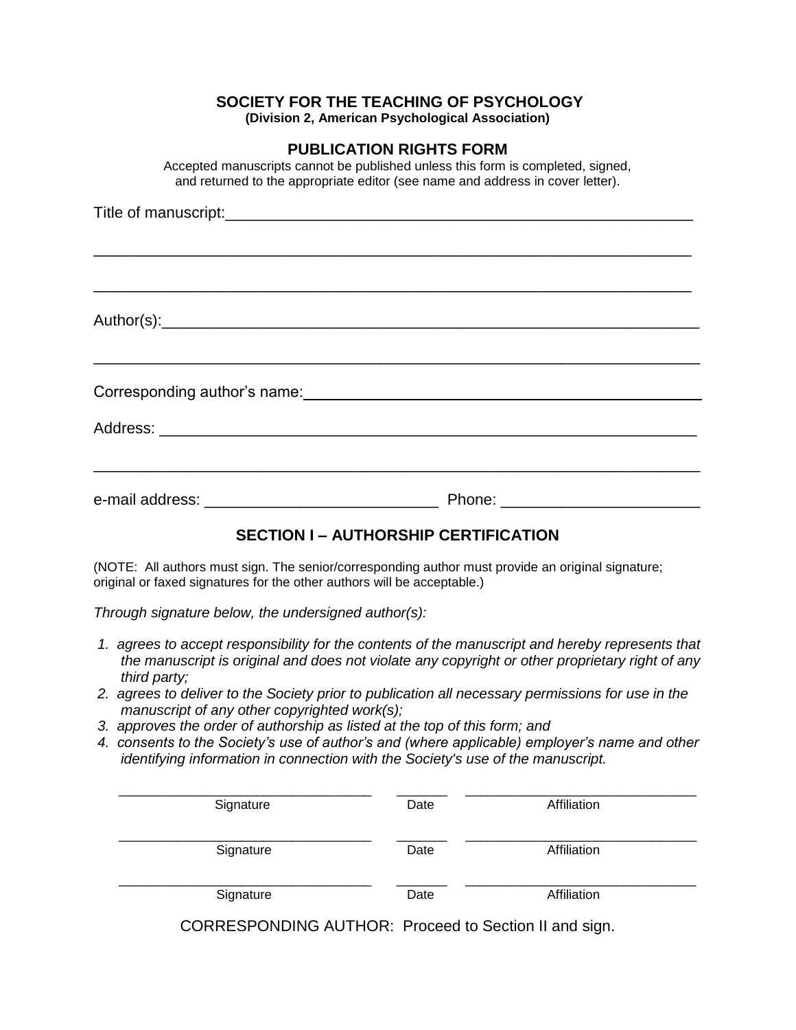**SOCIETY FOR THE TEACHING OF PSYCHOLOGY**
**(Division 2, American Psychological Association)**

## PUBLICATION RIGHTS FORM

Accepted manuscripts cannot be published unless this form is completed, signed, and returned to the appropriate editor (see name and address in cover letter).

Title of manuscript:_______________________________________________________

_______________________________________________________________________

_______________________________________________________________________

Author(s):_____________________________________________________________

_______________________________________________________________________

Corresponding author's name:_____________________________________________

Address: _____________________________________________________________

_______________________________________________________________________

e-mail address: ___________________________ Phone: ______________________

## SECTION I – AUTHORSHIP CERTIFICATION

(NOTE: All authors must sign. The senior/corresponding author must provide an original signature; original or faxed signatures for the other authors will be acceptable.)

*Through signature below, the undersigned author(s):*

1. *agrees to accept responsibility for the contents of the manuscript and hereby represents that the manuscript is original and does not violate any copyright or other proprietary right of any third party;*
2. *agrees to deliver to the Society prior to publication all necessary permissions for use in the manuscript of any other copyrighted work(s);*
3. *approves the order of authorship as listed at the top of this form; and*
4. *consents to the Society's use of author's and (where applicable) employer's name and other identifying information in connection with the Society's use of the manuscript.*

_________________________________ _______ ______________________________
Signature Date Affiliation

_________________________________ _______ ______________________________
Signature Date Affiliation

_________________________________ _______ ______________________________
Signature Date Affiliation

CORRESPONDING AUTHOR: Proceed to Section II and sign.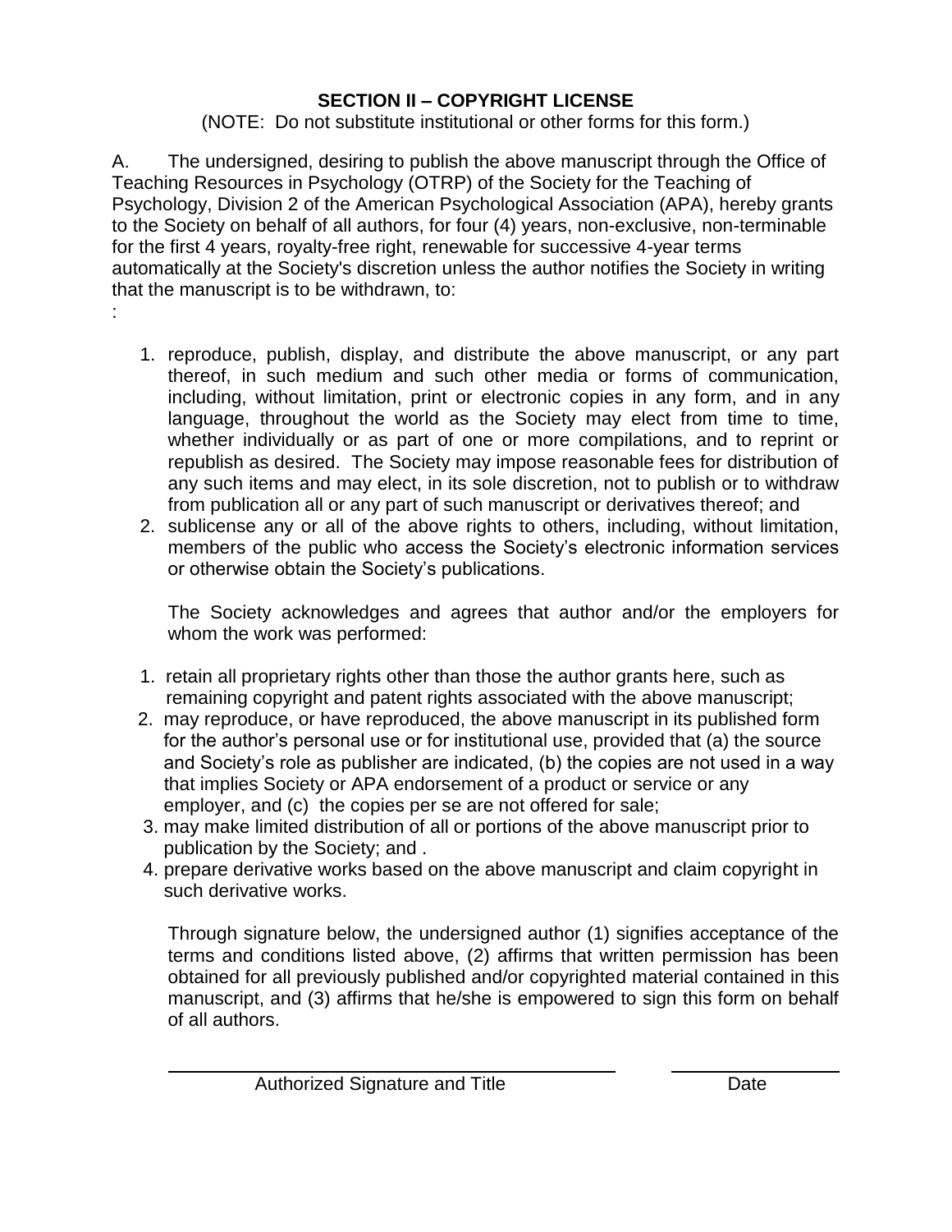## SECTION II – COPYRIGHT LICENSE

(NOTE: Do not substitute institutional or other forms for this form.)

A. The undersigned, desiring to publish the above manuscript through the Office of Teaching Resources in Psychology (OTRP) of the Society for the Teaching of Psychology, Division 2 of the American Psychological Association (APA), hereby grants to the Society on behalf of all authors, for four (4) years, non-exclusive, non-terminable for the first 4 years, royalty-free right, renewable for successive 4-year terms automatically at the Society's discretion unless the author notifies the Society in writing that the manuscript is to be withdrawn, to:
:

1. reproduce, publish, display, and distribute the above manuscript, or any part thereof, in such medium and such other media or forms of communication, including, without limitation, print or electronic copies in any form, and in any language, throughout the world as the Society may elect from time to time, whether individually or as part of one or more compilations, and to reprint or republish as desired. The Society may impose reasonable fees for distribution of any such items and may elect, in its sole discretion, not to publish or to withdraw from publication all or any part of such manuscript or derivatives thereof; and
2. sublicense any or all of the above rights to others, including, without limitation, members of the public who access the Society's electronic information services or otherwise obtain the Society's publications.

The Society acknowledges and agrees that author and/or the employers for whom the work was performed:

1. retain all proprietary rights other than those the author grants here, such as remaining copyright and patent rights associated with the above manuscript;
2. may reproduce, or have reproduced, the above manuscript in its published form for the author's personal use or for institutional use, provided that (a) the source and Society's role as publisher are indicated, (b) the copies are not used in a way that implies Society or APA endorsement of a product or service or any employer, and (c) the copies per se are not offered for sale;
3. may make limited distribution of all or portions of the above manuscript prior to publication by the Society; and .
4. prepare derivative works based on the above manuscript and claim copyright in such derivative works.

Through signature below, the undersigned author (1) signifies acceptance of the terms and conditions listed above, (2) affirms that written permission has been obtained for all previously published and/or copyrighted material contained in this manuscript, and (3) affirms that he/she is empowered to sign this form on behalf of all authors.

\_\_\_\_\_\_\_\_\_\_\_\_\_\_\_\_\_\_\_\_\_\_\_\_\_\_\_\_\_\_\_\_\_\_\_\_ \_\_\_\_\_\_\_\_\_\_\_\_\_\_\_\_

Authorized Signature and Title Date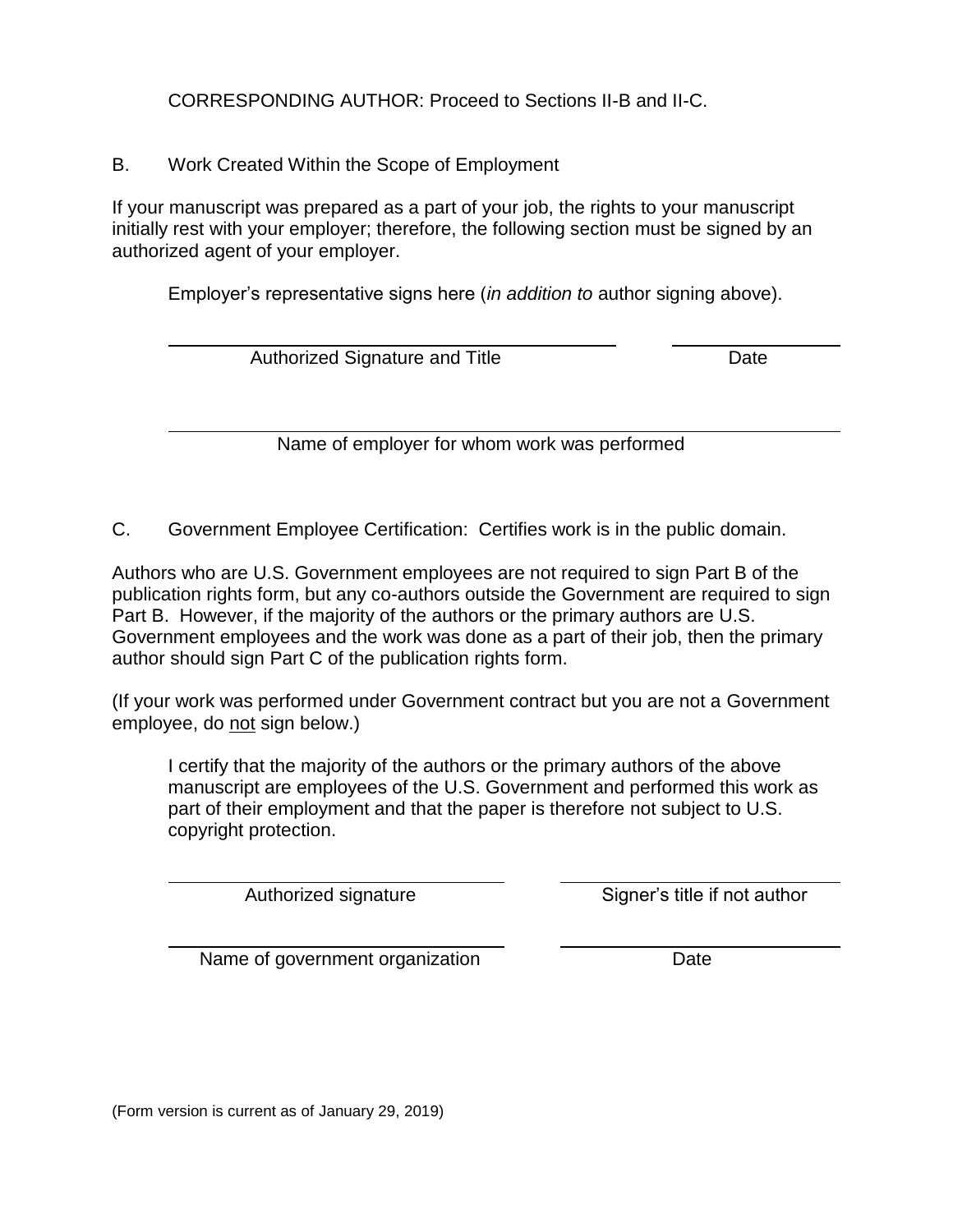CORRESPONDING AUTHOR: Proceed to Sections II-B and II-C.

B. Work Created Within the Scope of Employment

If your manuscript was prepared as a part of your job, the rights to your manuscript initially rest with your employer; therefore, the following section must be signed by an authorized agent of your employer.

Employer's representative signs here (*in addition to* author signing above).

______________________________ ______________

Authorized Signature and Title Date

______________________________________________

Name of employer for whom work was performed

C. Government Employee Certification: Certifies work is in the public domain.

Authors who are U.S. Government employees are not required to sign Part B of the publication rights form, but any co-authors outside the Government are required to sign Part B. However, if the majority of the authors or the primary authors are U.S. Government employees and the work was done as a part of their job, then the primary author should sign Part C of the publication rights form.

(If your work was performed under Government contract but you are not a Government employee, do not sign below.)

I certify that the majority of the authors or the primary authors of the above manuscript are employees of the U.S. Government and performed this work as part of their employment and that the paper is therefore not subject to U.S. copyright protection.

______________________________ ______________________

Authorized signature Signer's title if not author

______________________________ ______________________

Name of government organization Date

(Form version is current as of January 29, 2019)